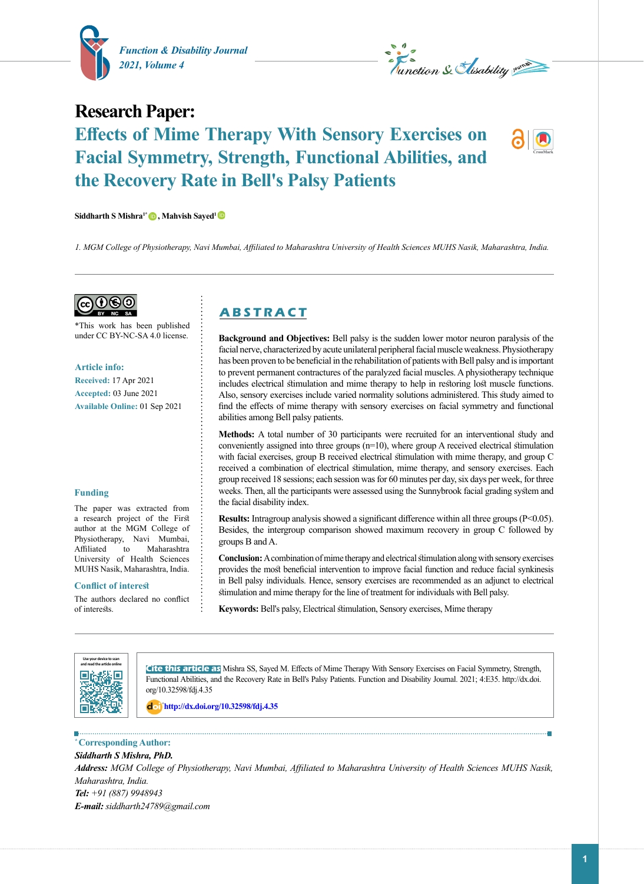**Research Paper:**

# Effects of Mime Therapy With Sensory Exercises on Facial Symmetry, Strength, Functional Abilities, and the Recovery Rate in Bell's Palsy Patients

**Siddharth S Mishra[1*], Mahvish Sayed[1]**

*1. MGM College of Physiotherapy, Navi Mumbai, Affiliated to Maharashtra University of Health Sciences MUHS Nasik, Maharashtra, India.*

---

*This work has been published under CC BY-NC-SA 4.0 license.

**Article info:**

**Received:** 17 Apr 2021
**Accepted:** 03 June 2021
**Available Online:** 01 Sep 2021

**Funding**

The paper was extracted from a research project of the First author at the MGM College of Physiotherapy, Navi Mumbai, Affiliated to Maharashtra University of Health Sciences MUHS Nasik, Maharashtra, India.

**Conflict of interest**

The authors declared no conflict of interests.

## ABSTRACT

**Background and Objectives:** Bell palsy is the sudden lower motor neuron paralysis of the facial nerve, characterized by acute unilateral peripheral facial muscle weakness. Physiotherapy has been proven to be beneficial in the rehabilitation of patients with Bell palsy and is important to prevent permanent contractures of the paralyzed facial muscles. A physiotherapy technique includes electrical stimulation and mime therapy to help in restoring lost muscle functions. Also, sensory exercises include varied normality solutions administered. This study aimed to find the effects of mime therapy with sensory exercises on facial symmetry and functional abilities among Bell palsy patients.

**Methods:** A total number of 30 participants were recruited for an interventional study and conveniently assigned into three groups (n=10), where group A received electrical stimulation with facial exercises, group B received electrical stimulation with mime therapy, and group C received a combination of electrical stimulation, mime therapy, and sensory exercises. Each group received 18 sessions; each session was for 60 minutes per day, six days per week, for three weeks. Then, all the participants were assessed using the Sunnybrook facial grading system and the facial disability index.

**Results:** Intragroup analysis showed a significant difference within all three groups ($P<0.05$). Besides, the intergroup comparison showed maximum recovery in group C followed by groups B and A.

**Conclusion:** A combination of mime therapy and electrical stimulation along with sensory exercises provides the most beneficial intervention to improve facial function and reduce facial synkinesis in Bell palsy individuals. Hence, sensory exercises are recommended as an adjunct to electrical stimulation and mime therapy for the line of treatment for individuals with Bell palsy.

**Keywords:** Bell's palsy, Electrical stimulation, Sensory exercises, Mime therapy

---

Use your device to scan and read the article online

**Cite this article as** Mishra SS, Sayed M. Effects of Mime Therapy With Sensory Exercises on Facial Symmetry, Strength, Functional Abilities, and the Recovery Rate in Bell's Palsy Patients. Function and Disability Journal. 2021; 4:E35. http://dx.doi.org/10.32598/fdj.4.35

http://dx.doi.org/10.32598/fdj.4.35

---

**[*] Corresponding Author:**

***Siddharth S Mishra, PhD.***

***Address:*** *MGM College of Physiotherapy, Navi Mumbai, Affiliated to Maharashtra University of Health Sciences MUHS Nasik, Maharashtra, India.*

***Tel:*** *+91 (887) 9948943*

***E-mail:*** *siddharth24789@gmail.com*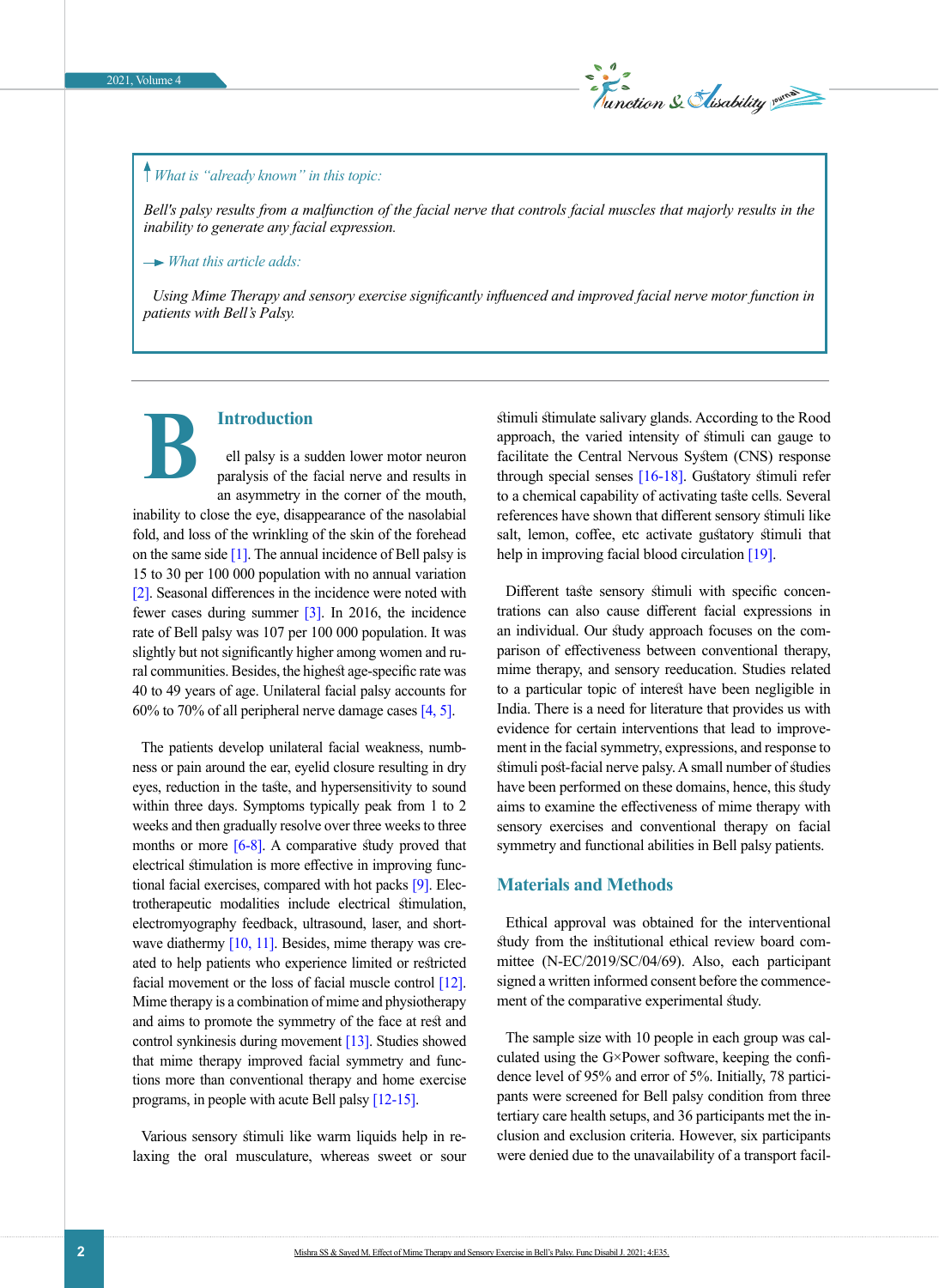*What is "already known" in this topic:*

*Bell's palsy results from a malfunction of the facial nerve that controls facial muscles that majorly results in the inability to generate any facial expression.*

*What this article adds:*

*Using Mime Therapy and sensory exercise significantly influenced and improved facial nerve motor function in patients with Bell's Palsy.*

## Introduction

Bell palsy is a sudden lower motor neuron paralysis of the facial nerve and results in an asymmetry in the corner of the mouth, inability to close the eye, disappearance of the nasolabial fold, and loss of the wrinkling of the skin of the forehead on the same side [1]. The annual incidence of Bell palsy is 15 to 30 per 100 000 population with no annual variation [2]. Seasonal differences in the incidence were noted with fewer cases during summer [3]. In 2016, the incidence rate of Bell palsy was 107 per 100 000 population. It was slightly but not significantly higher among women and rural communities. Besides, the highest age-specific rate was 40 to 49 years of age. Unilateral facial palsy accounts for 60% to 70% of all peripheral nerve damage cases [4, 5].

The patients develop unilateral facial weakness, numbness or pain around the ear, eyelid closure resulting in dry eyes, reduction in the taste, and hypersensitivity to sound within three days. Symptoms typically peak from 1 to 2 weeks and then gradually resolve over three weeks to three months or more [6-8]. A comparative study proved that electrical stimulation is more effective in improving functional facial exercises, compared with hot packs [9]. Electrotherapeutic modalities include electrical stimulation, electromyography feedback, ultrasound, laser, and shortwave diathermy [10, 11]. Besides, mime therapy was created to help patients who experience limited or restricted facial movement or the loss of facial muscle control [12]. Mime therapy is a combination of mime and physiotherapy and aims to promote the symmetry of the face at rest and control synkinesis during movement [13]. Studies showed that mime therapy improved facial symmetry and functions more than conventional therapy and home exercise programs, in people with acute Bell palsy [12-15].

Various sensory stimuli like warm liquids help in relaxing the oral musculature, whereas sweet or sour stimuli stimulate salivary glands. According to the Rood approach, the varied intensity of stimuli can gauge to facilitate the Central Nervous System (CNS) response through special senses [16-18]. Gustatory stimuli refer to a chemical capability of activating taste cells. Several references have shown that different sensory stimuli like salt, lemon, coffee, etc activate gustatory stimuli that help in improving facial blood circulation [19].

Different taste sensory stimuli with specific concentrations can also cause different facial expressions in an individual. Our study approach focuses on the comparison of effectiveness between conventional therapy, mime therapy, and sensory reeducation. Studies related to a particular topic of interest have been negligible in India. There is a need for literature that provides us with evidence for certain interventions that lead to improvement in the facial symmetry, expressions, and response to stimuli post-facial nerve palsy. A small number of studies have been performed on these domains, hence, this study aims to examine the effectiveness of mime therapy with sensory exercises and conventional therapy on facial symmetry and functional abilities in Bell palsy patients.

## Materials and Methods

Ethical approval was obtained for the interventional study from the institutional ethical review board committee (N-EC/2019/SC/04/69). Also, each participant signed a written informed consent before the commencement of the comparative experimental study.

The sample size with 10 people in each group was calculated using the G×Power software, keeping the confidence level of 95% and error of 5%. Initially, 78 participants were screened for Bell palsy condition from three tertiary care health setups, and 36 participants met the inclusion and exclusion criteria. However, six participants were denied due to the unavailability of a transport facil-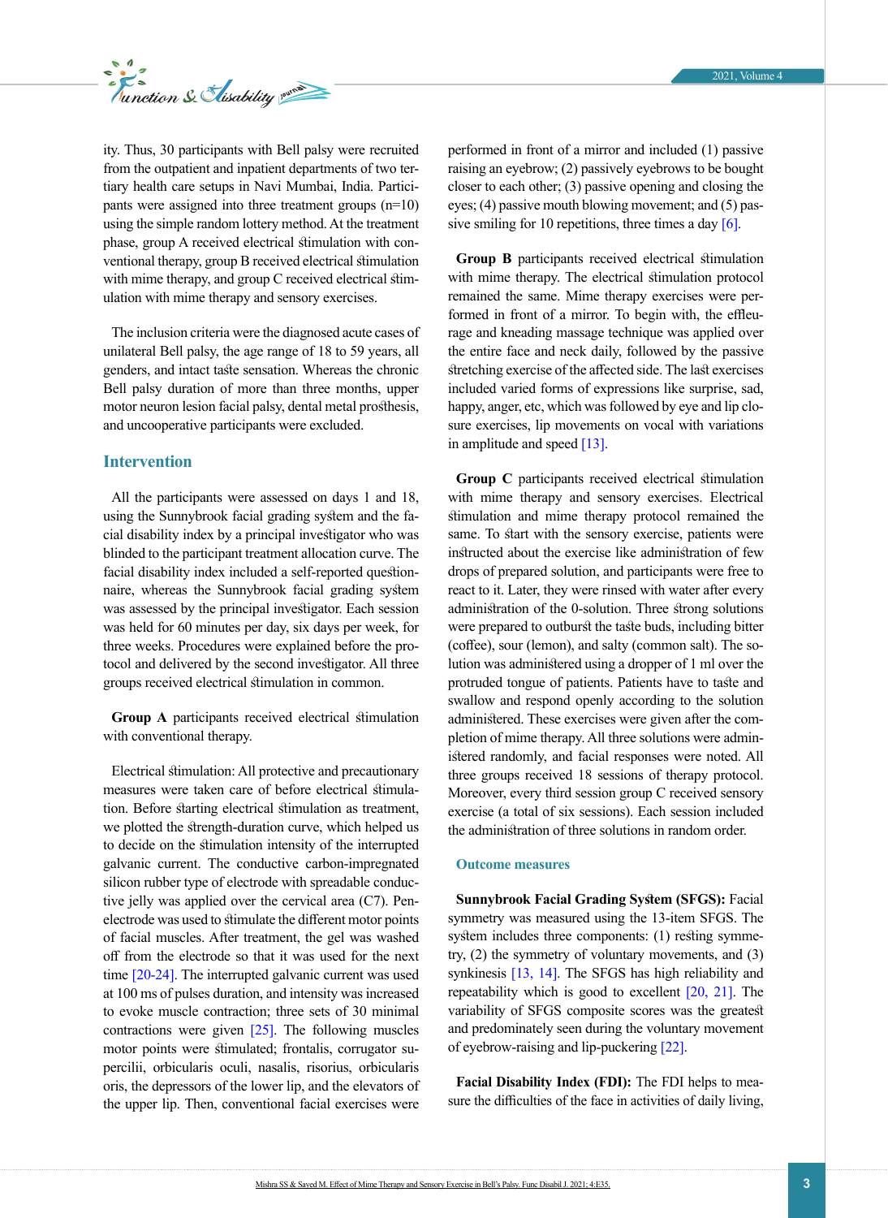ity. Thus, 30 participants with Bell palsy were recruited from the outpatient and inpatient departments of two tertiary health care setups in Navi Mumbai, India. Participants were assigned into three treatment groups (n=10) using the simple random lottery method. At the treatment phase, group A received electrical stimulation with conventional therapy, group B received electrical stimulation with mime therapy, and group C received electrical stimulation with mime therapy and sensory exercises.

The inclusion criteria were the diagnosed acute cases of unilateral Bell palsy, the age range of 18 to 59 years, all genders, and intact taste sensation. Whereas the chronic Bell palsy duration of more than three months, upper motor neuron lesion facial palsy, dental metal prosthesis, and uncooperative participants were excluded.

## Intervention

All the participants were assessed on days 1 and 18, using the Sunnybrook facial grading system and the facial disability index by a principal investigator who was blinded to the participant treatment allocation curve. The facial disability index included a self-reported questionnaire, whereas the Sunnybrook facial grading system was assessed by the principal investigator. Each session was held for 60 minutes per day, six days per week, for three weeks. Procedures were explained before the protocol and delivered by the second investigator. All three groups received electrical stimulation in common.

**Group A** participants received electrical stimulation with conventional therapy.

Electrical stimulation: All protective and precautionary measures were taken care of before electrical stimulation. Before starting electrical stimulation as treatment, we plotted the strength-duration curve, which helped us to decide on the stimulation intensity of the interrupted galvanic current. The conductive carbon-impregnated silicon rubber type of electrode with spreadable conductive jelly was applied over the cervical area (C7). Pen-electrode was used to stimulate the different motor points of facial muscles. After treatment, the gel was washed off from the electrode so that it was used for the next time [20-24]. The interrupted galvanic current was used at 100 ms of pulses duration, and intensity was increased to evoke muscle contraction; three sets of 30 minimal contractions were given [25]. The following muscles motor points were stimulated; frontalis, corrugator supercilii, orbicularis oculi, nasalis, risorius, orbicularis oris, the depressors of the lower lip, and the elevators of the upper lip. Then, conventional facial exercises were performed in front of a mirror and included (1) passive raising an eyebrow; (2) passively eyebrows to be bought closer to each other; (3) passive opening and closing the eyes; (4) passive mouth blowing movement; and (5) passive smiling for 10 repetitions, three times a day [6].

**Group B** participants received electrical stimulation with mime therapy. The electrical stimulation protocol remained the same. Mime therapy exercises were performed in front of a mirror. To begin with, the effleurage and kneading massage technique was applied over the entire face and neck daily, followed by the passive stretching exercise of the affected side. The last exercises included varied forms of expressions like surprise, sad, happy, anger, etc, which was followed by eye and lip closure exercises, lip movements on vocal with variations in amplitude and speed [13].

**Group C** participants received electrical stimulation with mime therapy and sensory exercises. Electrical stimulation and mime therapy protocol remained the same. To start with the sensory exercise, patients were instructed about the exercise like administration of few drops of prepared solution, and participants were free to react to it. Later, they were rinsed with water after every administration of the 0-solution. Three strong solutions were prepared to outburst the taste buds, including bitter (coffee), sour (lemon), and salty (common salt). The solution was administered using a dropper of 1 ml over the protruded tongue of patients. Patients have to taste and swallow and respond openly according to the solution administered. These exercises were given after the completion of mime therapy. All three solutions were administered randomly, and facial responses were noted. All three groups received 18 sessions of therapy protocol. Moreover, every third session group C received sensory exercise (a total of six sessions). Each session included the administration of three solutions in random order.

### Outcome measures

**Sunnybrook Facial Grading System (SFGS):** Facial symmetry was measured using the 13-item SFGS. The system includes three components: (1) resting symmetry, (2) the symmetry of voluntary movements, and (3) synkinesis [13, 14]. The SFGS has high reliability and repeatability which is good to excellent [20, 21]. The variability of SFGS composite scores was the greatest and predominately seen during the voluntary movement of eyebrow-raising and lip-puckering [22].

**Facial Disability Index (FDI):** The FDI helps to measure the difficulties of the face in activities of daily living,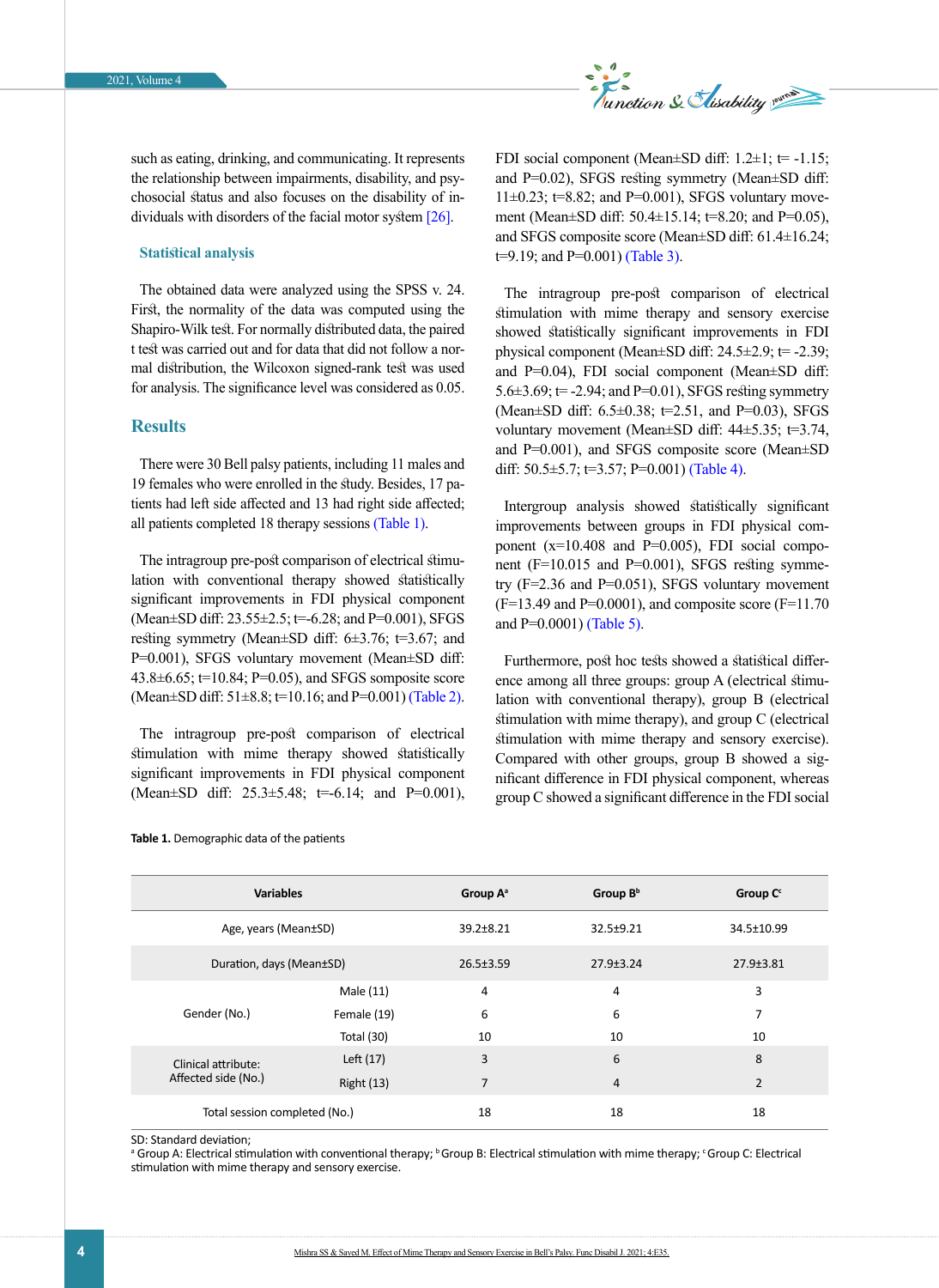such as eating, drinking, and communicating. It represents the relationship between impairments, disability, and psychosocial status and also focuses on the disability of individuals with disorders of the facial motor system [26].

### Statistical analysis

The obtained data were analyzed using the SPSS v. 24. First, the normality of the data was computed using the Shapiro-Wilk test. For normally distributed data, the paired t test was carried out and for data that did not follow a normal distribution, the Wilcoxon signed-rank test was used for analysis. The significance level was considered as 0.05.

## Results

There were 30 Bell palsy patients, including 11 males and 19 females who were enrolled in the study. Besides, 17 patients had left side affected and 13 had right side affected; all patients completed 18 therapy sessions (Table 1).

The intragroup pre-post comparison of electrical stimulation with conventional therapy showed statistically significant improvements in FDI physical component (Mean±SD diff: 23.55±2.5; t=-6.28; and P=0.001), SFGS resting symmetry (Mean±SD diff: 6±3.76; t=3.67; and P=0.001), SFGS voluntary movement (Mean±SD diff: 43.8±6.65; t=10.84; P=0.05), and SFGS somposite score (Mean±SD diff: 51±8.8; t=10.16; and P=0.001) (Table 2).

The intragroup pre-post comparison of electrical stimulation with mime therapy showed statistically significant improvements in FDI physical component (Mean±SD diff: 25.3±5.48; t=-6.14; and P=0.001), FDI social component (Mean±SD diff: 1.2±1; t= -1.15; and P=0.02), SFGS resting symmetry (Mean±SD diff: 11±0.23; t=8.82; and P=0.001), SFGS voluntary movement (Mean±SD diff: 50.4±15.14; t=8.20; and P=0.05), and SFGS composite score (Mean±SD diff: 61.4±16.24; t=9.19; and P=0.001) (Table 3).

The intragroup pre-post comparison of electrical stimulation with mime therapy and sensory exercise showed statistically significant improvements in FDI physical component (Mean±SD diff: 24.5±2.9; t= -2.39; and P=0.04), FDI social component (Mean±SD diff: 5.6±3.69; t= -2.94; and P=0.01), SFGS resting symmetry (Mean±SD diff: 6.5±0.38; t=2.51, and P=0.03), SFGS voluntary movement (Mean±SD diff: 44±5.35; t=3.74, and P=0.001), and SFGS composite score (Mean±SD diff: 50.5±5.7; t=3.57; P=0.001) (Table 4).

Intergroup analysis showed statistically significant improvements between groups in FDI physical component (x=10.408 and P=0.005), FDI social component (F=10.015 and P=0.001), SFGS resting symmetry (F=2.36 and P=0.051), SFGS voluntary movement (F=13.49 and P=0.0001), and composite score (F=11.70 and P=0.0001) (Table 5).

Furthermore, post hoc tests showed a statistical difference among all three groups: group A (electrical stimulation with conventional therapy), group B (electrical stimulation with mime therapy), and group C (electrical stimulation with mime therapy and sensory exercise). Compared with other groups, group B showed a significant difference in FDI physical component, whereas group C showed a significant difference in the FDI social

**Table 1.** Demographic data of the patients

| Variables | | Group A[a] | Group B[b] | Group C[c] |
|---|---|---|---|---|
| Age, years (Mean±SD) | | 39.2±8.21 | 32.5±9.21 | 34.5±10.99 |
| Duration, days (Mean±SD) | | 26.5±3.59 | 27.9±3.24 | 27.9±3.81 |
| Gender (No.) | Male (11) | 4 | 4 | 3 |
| | Female (19) | 6 | 6 | 7 |
| | Total (30) | 10 | 10 | 10 |
| Clinical attribute: Affected side (No.) | Left (17) | 3 | 6 | 8 |
| | Right (13) | 7 | 4 | 2 |
| Total session completed (No.) | | 18 | 18 | 18 |

SD: Standard deviation;
[a] Group A: Electrical stimulation with conventional therapy; [b] Group B: Electrical stimulation with mime therapy; [c] Group C: Electrical stimulation with mime therapy and sensory exercise.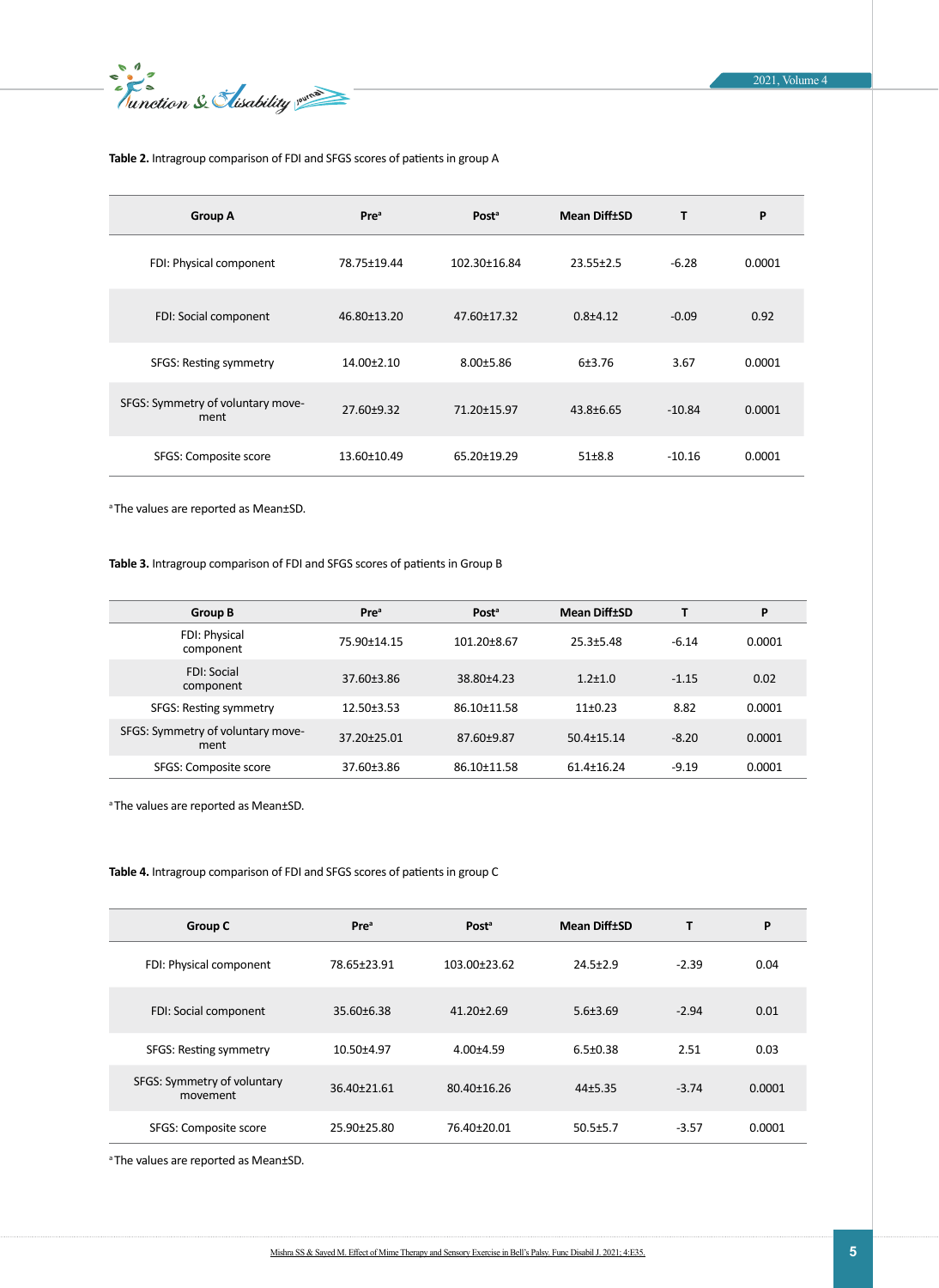**Table 2.** Intragroup comparison of FDI and SFGS scores of patients in group A

| Group A | Pre[a] | Post[a] | Mean Diff±SD | T | P |
|---|---|---|---|---|---|
| FDI: Physical component | 78.75±19.44 | 102.30±16.84 | 23.55±2.5 | -6.28 | 0.0001 |
| FDI: Social component | 46.80±13.20 | 47.60±17.32 | 0.8±4.12 | -0.09 | 0.92 |
| SFGS: Resting symmetry | 14.00±2.10 | 8.00±5.86 | 6±3.76 | 3.67 | 0.0001 |
| SFGS: Symmetry of voluntary movement | 27.60±9.32 | 71.20±15.97 | 43.8±6.65 | -10.84 | 0.0001 |
| SFGS: Composite score | 13.60±10.49 | 65.20±19.29 | 51±8.8 | -10.16 | 0.0001 |

[a] The values are reported as Mean±SD.

**Table 3.** Intragroup comparison of FDI and SFGS scores of patients in Group B

| Group B | Pre[a] | Post[a] | Mean Diff±SD | T | P |
|---|---|---|---|---|---|
| FDI: Physical component | 75.90±14.15 | 101.20±8.67 | 25.3±5.48 | -6.14 | 0.0001 |
| FDI: Social component | 37.60±3.86 | 38.80±4.23 | 1.2±1.0 | -1.15 | 0.02 |
| SFGS: Resting symmetry | 12.50±3.53 | 86.10±11.58 | 11±0.23 | 8.82 | 0.0001 |
| SFGS: Symmetry of voluntary movement | 37.20±25.01 | 87.60±9.87 | 50.4±15.14 | -8.20 | 0.0001 |
| SFGS: Composite score | 37.60±3.86 | 86.10±11.58 | 61.4±16.24 | -9.19 | 0.0001 |

[a] The values are reported as Mean±SD.

**Table 4.** Intragroup comparison of FDI and SFGS scores of patients in group C

| Group C | Pre[a] | Post[a] | Mean Diff±SD | T | P |
|---|---|---|---|---|---|
| FDI: Physical component | 78.65±23.91 | 103.00±23.62 | 24.5±2.9 | -2.39 | 0.04 |
| FDI: Social component | 35.60±6.38 | 41.20±2.69 | 5.6±3.69 | -2.94 | 0.01 |
| SFGS: Resting symmetry | 10.50±4.97 | 4.00±4.59 | 6.5±0.38 | 2.51 | 0.03 |
| SFGS: Symmetry of voluntary movement | 36.40±21.61 | 80.40±16.26 | 44±5.35 | -3.74 | 0.0001 |
| SFGS: Composite score | 25.90±25.80 | 76.40±20.01 | 50.5±5.7 | -3.57 | 0.0001 |

[a] The values are reported as Mean±SD.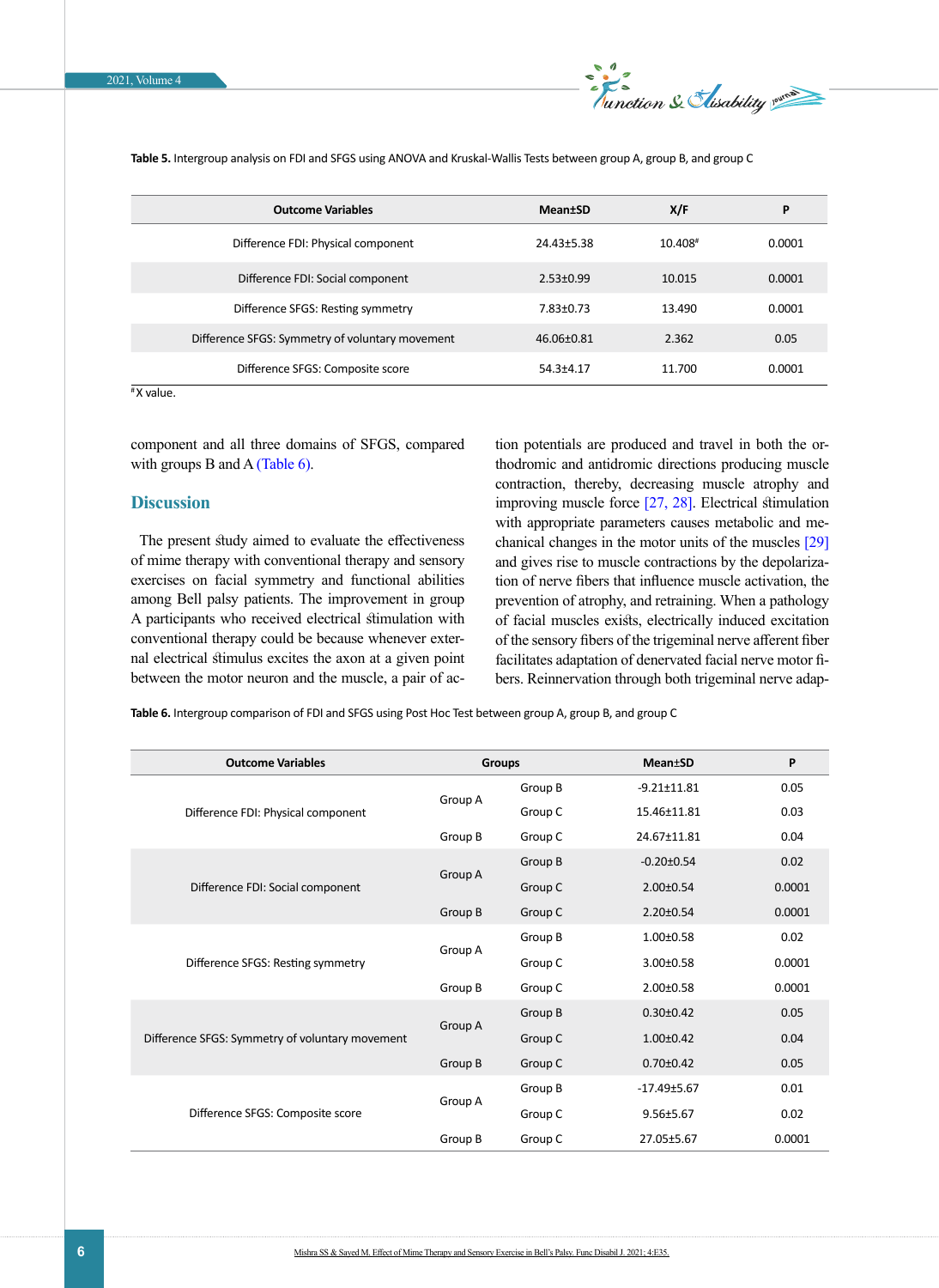**Table 5.** Intergroup analysis on FDI and SFGS using ANOVA and Kruskal-Wallis Tests between group A, group B, and group C

| Outcome Variables | Mean±SD | X/F | P |
|---|---|---|---|
| Difference FDI: Physical component | 24.43±5.38 | 10.408[#] | 0.0001 |
| Difference FDI: Social component | 2.53±0.99 | 10.015 | 0.0001 |
| Difference SFGS: Resting symmetry | 7.83±0.73 | 13.490 | 0.0001 |
| Difference SFGS: Symmetry of voluntary movement | 46.06±0.81 | 2.362 | 0.05 |
| Difference SFGS: Composite score | 54.3±4.17 | 11.700 | 0.0001 |

[#]X value.

component and all three domains of SFGS, compared with groups B and A (Table 6).

## Discussion

The present study aimed to evaluate the effectiveness of mime therapy with conventional therapy and sensory exercises on facial symmetry and functional abilities among Bell palsy patients. The improvement in group A participants who received electrical stimulation with conventional therapy could be because whenever external electrical stimulus excites the axon at a given point between the motor neuron and the muscle, a pair of action potentials are produced and travel in both the orthodromic and antidromic directions producing muscle contraction, thereby, decreasing muscle atrophy and improving muscle force [27, 28]. Electrical stimulation with appropriate parameters causes metabolic and mechanical changes in the motor units of the muscles [29] and gives rise to muscle contractions by the depolarization of nerve fibers that influence muscle activation, the prevention of atrophy, and retraining. When a pathology of facial muscles exists, electrically induced excitation of the sensory fibers of the trigeminal nerve afferent fiber facilitates adaptation of denervated facial nerve motor fibers. Reinnervation through both trigeminal nerve adap-

**Table 6.** Intergroup comparison of FDI and SFGS using Post Hoc Test between group A, group B, and group C

| Outcome Variables | Groups | | Mean±SD | P |
|---|---|---|---|---|
| Difference FDI: Physical component | Group A | Group B | -9.21±11.81 | 0.05 |
| | | Group C | 15.46±11.81 | 0.03 |
| | Group B | Group C | 24.67±11.81 | 0.04 |
| Difference FDI: Social component | Group A | Group B | -0.20±0.54 | 0.02 |
| | | Group C | 2.00±0.54 | 0.0001 |
| | Group B | Group C | 2.20±0.54 | 0.0001 |
| Difference SFGS: Resting symmetry | Group A | Group B | 1.00±0.58 | 0.02 |
| | | Group C | 3.00±0.58 | 0.0001 |
| | Group B | Group C | 2.00±0.58 | 0.0001 |
| Difference SFGS: Symmetry of voluntary movement | Group A | Group B | 0.30±0.42 | 0.05 |
| | | Group C | 1.00±0.42 | 0.04 |
| | Group B | Group C | 0.70±0.42 | 0.05 |
| Difference SFGS: Composite score | Group A | Group B | -17.49±5.67 | 0.01 |
| | | Group C | 9.56±5.67 | 0.02 |
| | Group B | Group C | 27.05±5.67 | 0.0001 |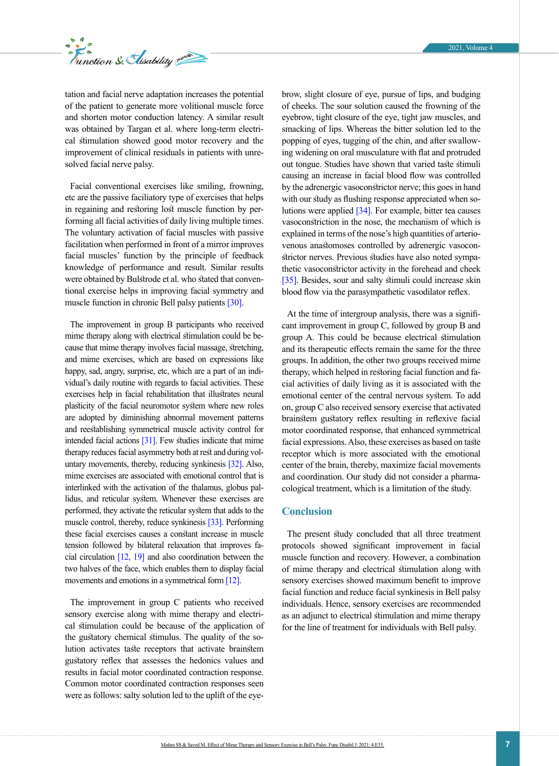tation and facial nerve adaptation increases the potential of the patient to generate more volitional muscle force and shorten motor conduction latency. A similar result was obtained by Targan et al. where long-term electrical stimulation showed good motor recovery and the improvement of clinical residuals in patients with unresolved facial nerve palsy.

Facial conventional exercises like smiling, frowning, etc are the passive faciliatory type of exercises that helps in regaining and restoring lost muscle function by performing all facial activities of daily living multiple times. The voluntary activation of facial muscles with passive facilitation when performed in front of a mirror improves facial muscles' function by the principle of feedback knowledge of performance and result. Similar results were obtained by Bulstrode et al. who stated that conventional exercise helps in improving facial symmetry and muscle function in chronic Bell palsy patients [30].

The improvement in group B participants who received mime therapy along with electrical stimulation could be because that mime therapy involves facial massage, stretching, and mime exercises, which are based on expressions like happy, sad, angry, surprise, etc, which are a part of an individual's daily routine with regards to facial activities. These exercises help in facial rehabilitation that illustrates neural plasticity of the facial neuromotor system where new roles are adopted by diminishing abnormal movement patterns and reestablishing symmetrical muscle activity control for intended facial actions [31]. Few studies indicate that mime therapy reduces facial asymmetry both at rest and during voluntary movements, thereby, reducing synkinesis [32]. Also, mime exercises are associated with emotional control that is interlinked with the activation of the thalamus, globus pallidus, and reticular system. Whenever these exercises are performed, they activate the reticular system that adds to the muscle control, thereby, reduce synkinesis [33]. Performing these facial exercises causes a constant increase in muscle tension followed by bilateral relaxation that improves facial circulation [12, 19] and also coordination between the two halves of the face, which enables them to display facial movements and emotions in a symmetrical form [12].

The improvement in group C patients who received sensory exercise along with mime therapy and electrical stimulation could be because of the application of the gustatory chemical stimulus. The quality of the solution activates taste receptors that activate brainstem gustatory reflex that assesses the hedonics values and results in facial motor coordinated contraction response. Common motor coordinated contraction responses seen were as follows: salty solution led to the uplift of the eyebrow, slight closure of eye, pursue of lips, and budging of cheeks. The sour solution caused the frowning of the eyebrow, tight closure of the eye, tight jaw muscles, and smacking of lips. Whereas the bitter solution led to the popping of eyes, tugging of the chin, and after swallowing widening on oral musculature with flat and protruded out tongue. Studies have shown that varied taste stimuli causing an increase in facial blood flow was controlled by the adrenergic vasoconstrictor nerve; this goes in hand with our study as flushing response appreciated when solutions were applied [34]. For example, bitter tea causes vasoconstriction in the nose, the mechanism of which is explained in terms of the nose's high quantities of arteriovenous anastomoses controlled by adrenergic vasoconstrictor nerves. Previous studies have also noted sympathetic vasoconstrictor activity in the forehead and cheek [35]. Besides, sour and salty stimuli could increase skin blood flow via the parasympathetic vasodilator reflex.

At the time of intergroup analysis, there was a significant improvement in group C, followed by group B and group A. This could be because electrical stimulation and its therapeutic effects remain the same for the three groups. In addition, the other two groups received mime therapy, which helped in restoring facial function and facial activities of daily living as it is associated with the emotional center of the central nervous system. To add on, group C also received sensory exercise that activated brainstem gustatory reflex resulting in reflexive facial motor coordinated response, that enhanced symmetrical facial expressions. Also, these exercises as based on taste receptor which is more associated with the emotional center of the brain, thereby, maximize facial movements and coordination. Our study did not consider a pharmacological treatment, which is a limitation of the study.

## Conclusion

The present study concluded that all three treatment protocols showed significant improvement in facial muscle function and recovery. However, a combination of mime therapy and electrical stimulation along with sensory exercises showed maximum benefit to improve facial function and reduce facial synkinesis in Bell palsy individuals. Hence, sensory exercises are recommended as an adjunct to electrical stimulation and mime therapy for the line of treatment for individuals with Bell palsy.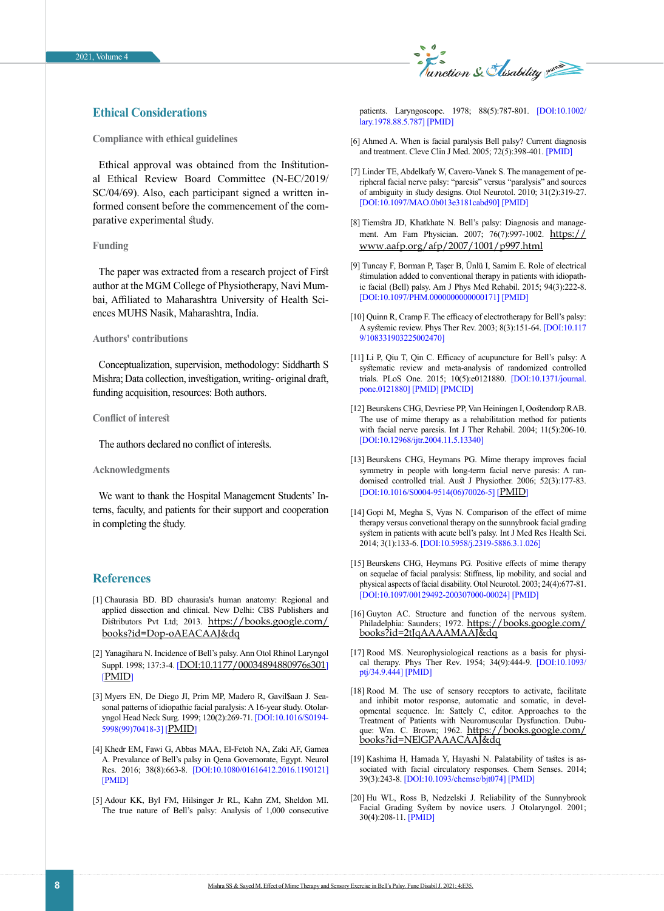## Ethical Considerations

### Compliance with ethical guidelines

Ethical approval was obtained from the Institutional Ethical Review Board Committee (N-EC/2019/SC/04/69). Also, each participant signed a written informed consent before the commencement of the comparative experimental study.

### Funding

The paper was extracted from a research project of First author at the MGM College of Physiotherapy, Navi Mumbai, Affiliated to Maharashtra University of Health Sciences MUHS Nasik, Maharashtra, India.

### Authors' contributions

Conceptualization, supervision, methodology: Siddharth S Mishra; Data collection, investigation, writing- original draft, funding acquisition, resources: Both authors.

### Conflict of interest

The authors declared no conflict of interests.

### Acknowledgments

We want to thank the Hospital Management Students' Interns, faculty, and patients for their support and cooperation in completing the study.

## References

[1] Chaurasia BD. BD chaurasia's human anatomy: Regional and applied dissection and clinical. New Delhi: CBS Publishers and Distributors Pvt Ltd; 2013. https://books.google.com/books?id=Dop-oAEACAAJ&dq

[2] Yanagihara N. Incidence of Bell's palsy. Ann Otol Rhinol Laryngol Suppl. 1998; 137:3-4. [DOI:10.1177/00034894880976s301] [PMID]

[3] Myers EN, De Diego JI, Prim MP, Madero R, Gavilsaan J. Seasonal patterns of idiopathic facial paralysis: A 16-year study. Otolaryngol Head Neck Surg. 1999; 120(2):269-71. [DOI:10.1016/S0194-5998(99)70418-3] [PMID]

[4] Khedr EM, Fawi G, Abbas MAA, El-Fetoh NA, Zaki AF, Gamea A. Prevalance of Bell's palsy in Qena Governorate, Egypt. Neurol Res. 2016; 38(8):663-8. [DOI:10.1080/01616412.2016.1190121] [PMID]

[5] Adour KK, Byl FM, Hilsinger Jr RL, Kahn ZM, Sheldon MI. The true nature of Bell's palsy: Analysis of 1,000 consecutive patients. Laryngoscope. 1978; 88(5):787-801. [DOI:10.1002/lary.1978.88.5.787] [PMID]

[6] Ahmed A. When is facial paralysis Bell palsy? Current diagnosis and treatment. Cleve Clin J Med. 2005; 72(5):398-401. [PMID]

[7] Linder TE, Abdelkafy W, Cavero-Vanek S. The management of peripheral facial nerve palsy: "paresis" versus "paralysis" and sources of ambiguity in study designs. Otol Neurotol. 2010; 31(2):319-27. [DOI:10.1097/MAO.0b013e3181cabd90] [PMID]

[8] Tiemstra JD, Khatkhate N. Bell's palsy: Diagnosis and management. Am Fam Physician. 2007; 76(7):997-1002. https://www.aafp.org/afp/2007/1001/p997.html

[9] Tuncay F, Borman P, Taşer B, Ünlü I, Samim E. Role of electrical stimulation added to conventional therapy in patients with idiopathic facial (Bell) palsy. Am J Phys Med Rehabil. 2015; 94(3):222-8. [DOI:10.1097/PHM.0000000000000171] [PMID]

[10] Quinn R, Cramp F. The efficacy of electrotherapy for Bell's palsy: A systemic review. Phys Ther Rev. 2003; 8(3):151-64. [DOI:10.1179/108331903225002470]

[11] Li P, Qiu T, Qin C. Efficacy of acupuncture for Bell's palsy: A systematic review and meta-analysis of randomized controlled trials. PLoS One. 2015; 10(5):e0121880. [DOI:10.1371/journal.pone.0121880] [PMID] [PMCID]

[12] Beurskens CHG, Devriese PP, Van Heiningen I, Oostendorp RAB. The use of mime therapy as a rehabilitation method for patients with facial nerve paresis. Int J Ther Rehabil. 2004; 11(5):206-10. [DOI:10.12968/ijtr.2004.11.5.13340]

[13] Beurskens CHG, Heymans PG. Mime therapy improves facial symmetry in people with long-term facial nerve paresis: A randomised controlled trial. Aust J Physiother. 2006; 52(3):177-83. [DOI:10.1016/S0004-9514(06)70026-5] [PMID]

[14] Gopi M, Megha S, Vyas N. Comparison of the effect of mime therapy versus convetional therapy on the sunnybrook facial grading system in patients with acute bell's palsy. Int J Med Res Health Sci. 2014; 3(1):133-6. [DOI:10.5958/j.2319-5886.3.1.026]

[15] Beurskens CHG, Heymans PG. Positive effects of mime therapy on sequelae of facial paralysis: Stiffness, lip mobility, and social and physical aspects of facial disability. Otol Neurotol. 2003; 24(4):677-81. [DOI:10.1097/00129492-200307000-00024] [PMID]

[16] Guyton AC. Structure and function of the nervous system. Philadelphia: Saunders; 1972. https://books.google.com/books?id=2tJqAAAAMAAJ&dq

[17] Rood MS. Neurophysiological reactions as a basis for physical therapy. Phys Ther Rev. 1954; 34(9):444-9. [DOI:10.1093/ptj/34.9.444] [PMID]

[18] Rood M. The use of sensory receptors to activate, facilitate and inhibit motor response, automatic and somatic, in developmental sequence. In: Sattely C, editor. Approaches to the Treatment of Patients with Neuromuscular Dysfunction. Dubuque: Wm. C. Brown; 1962. https://books.google.com/books?id=NElGPAAACAAJ&dq

[19] Kashima H, Hamada Y, Hayashi N. Palatability of tastes is associated with facial circulatory responses. Chem Senses. 2014; 39(3):243-8. [DOI:10.1093/chemse/bjt074] [PMID]

[20] Hu WL, Ross B, Nedzelski J. Reliability of the Sunnybrook Facial Grading System by novice users. J Otolaryngol. 2001; 30(4):208-11. [PMID]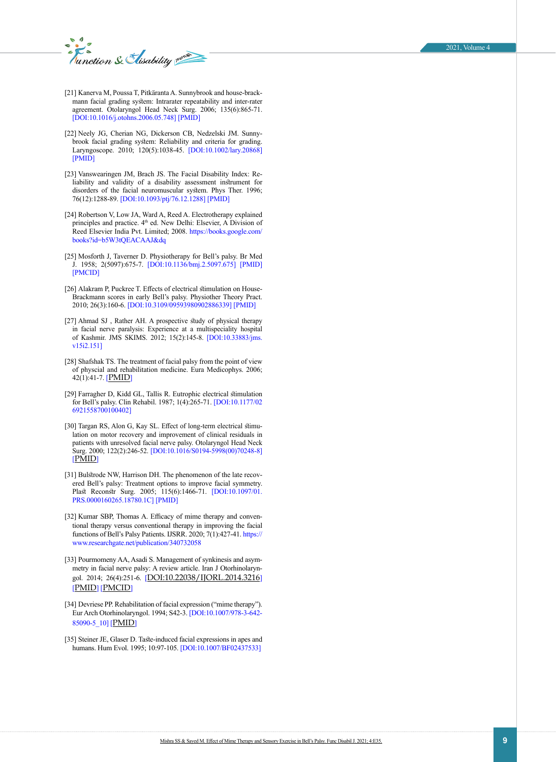[21] Kanerva M, Poussa T, Pitkäranta A. Sunnybrook and house-brackmann facial grading system: Intrarater repeatability and inter-rater agreement. Otolaryngol Head Neck Surg. 2006; 135(6):865-71. [DOI:10.1016/j.otohns.2006.05.748] [PMID]

[22] Neely JG, Cherian NG, Dickerson CB, Nedzelski JM. Sunnybrook facial grading system: Reliability and criteria for grading. Laryngoscope. 2010; 120(5):1038-45. [DOI:10.1002/lary.20868] [PMID]

[23] Vanswearingen JM, Brach JS. The Facial Disability Index: Reliability and validity of a disability assessment instrument for disorders of the facial neuromuscular system. Phys Ther. 1996; 76(12):1288-89. [DOI:10.1093/ptj/76.12.1288] [PMID]

[24] Robertson V, Low JA, Ward A, Reed A. Electrotherapy explained principles and practice. 4th ed. New Delhi: Elsevier, A Division of Reed Elsevier India Pvt. Limited; 2008. https://books.google.com/books?id=b5W3tQEACAAJ&dq

[25] Mosforth J, Taverner D. Physiotherapy for Bell's palsy. Br Med J. 1958; 2(5097):675-7. [DOI:10.1136/bmj.2.5097.675] [PMID] [PMCID]

[26] Alakram P, Puckree T. Effects of electrical stimulation on House-Brackmann scores in early Bell's palsy. Physiother Theory Pract. 2010; 26(3):160-6. [DOI:10.3109/09593980902886339] [PMID]

[27] Ahmad SJ , Rather AH. A prospective study of physical therapy in facial nerve paralysis: Experience at a multispeciality hospital of Kashmir. JMS SKIMS. 2012; 15(2):145-8. [DOI:10.33883/jms.v15i2.151]

[28] Shafshak TS. The treatment of facial palsy from the point of view of physcial and rehabilitation medicine. Eura Medicophys. 2006; 42(1):41-7. [PMID]

[29] Farragher D, Kidd GL, Tallis R. Eutrophic electrical stimulation for Bell's palsy. Clin Rehabil. 1987; 1(4):265-71. [DOI:10.1177/026921558700100402]

[30] Targan RS, Alon G, Kay SL. Effect of long-term electrical stimulation on motor recovery and improvement of clinical residuals in patients with unresolved facial nerve palsy. Otolaryngol Head Neck Surg. 2000; 122(2):246-52. [DOI:10.1016/S0194-5998(00)70248-8] [PMID]

[31] Bulstrode NW, Harrison DH. The phenomenon of the late recovered Bell's palsy: Treatment options to improve facial symmetry. Plast Reconstr Surg. 2005; 115(6):1466-71. [DOI:10.1097/01.PRS.0000160265.18780.1C] [PMID]

[32] Kumar SBP, Thomas A. Efficacy of mime therapy and conventional therapy versus conventional therapy in improving the facial functions of Bell's Palsy Patients. IJSRR. 2020; 7(1):427-41. https://www.researchgate.net/publication/340732058

[33] Pourmomeny AA, Asadi S. Management of synkinesis and asymmetry in facial nerve palsy: A review article. Iran J Otorhinolaryngol. 2014; 26(4):251-6. [DOI:10.22038/IJORL.2014.3216] [PMID] [PMCID]

[34] Devriese PP. Rehabilitation of facial expression ("mime therapy"). Eur Arch Otorhinolaryngol. 1994; S42-3. [DOI:10.1007/978-3-642-85090-5_10] [PMID]

[35] Steiner JE, Glaser D. Taste-induced facial expressions in apes and humans. Hum Evol. 1995; 10:97-105. [DOI:10.1007/BF02437533]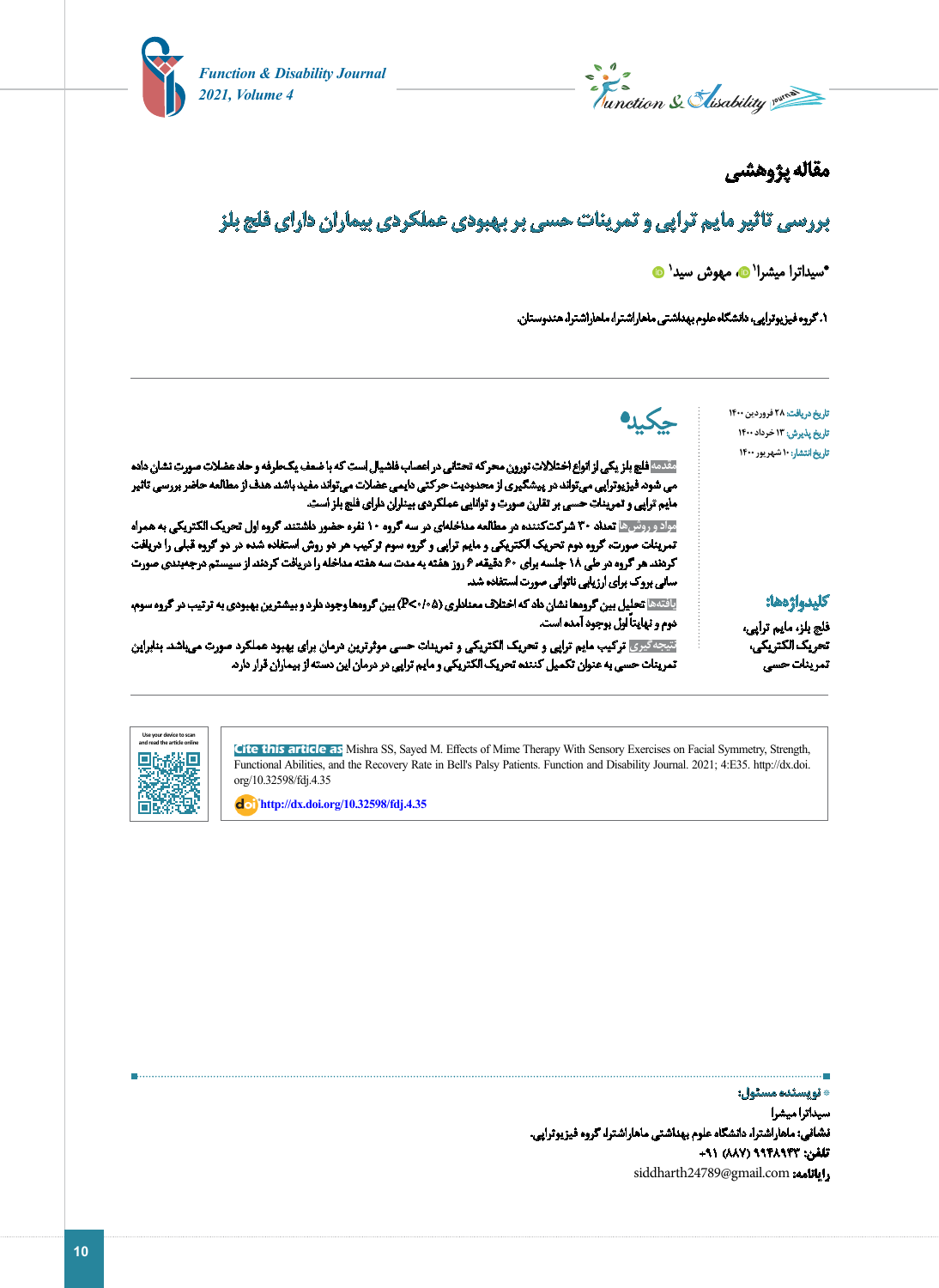## مقاله پژوهشی

# بررسی تاثیر مایم تراپی و تمرینات حسی بر بهبودی عملکردی بیماران دارای فلج بلز

*سیداترا میشرا[۱]، مهوش سید[۱]

۱. گروه فیزیوتراپی، دانشگاه علوم بهداشتی ماهاراشترا، ماهاراشترا، هندوستان.

تاریخ دریافت: ۲۸ فروردین ۱۴۰۰
تاریخ پذیرش: ۱۳ خرداد ۱۴۰۰
تاریخ انتشار: ۱۰ شهریور ۱۴۰۰

## چکیده

**مقدمه** فلج بلز یکی از انواع اختلالات نورون محرکه تحتانی در اعصاب فاشیال است که با ضعف یک‌طرفه و حاد عضلات صورت نشان داده می شود. فیزیوتراپی می‌تواند در پیشگیری از محدودیت حرکتی دایمی عضلات می‌تواند مفید باشد. هدف از مطالعه حاضر بررسی تاثیر مایم تراپی و تمرینات حسی بر تقارن صورت و توانایی عملکردی بیماران دارای فلج بلز است.

**مواد و روش‌ها** تعداد ۳۰ شرکت‌کننده در مطالعه مداخله‌ای در سه گروه ۱۰ نفره حضور داشتند. گروه اول تحریک الکتریکی به همراه تمرینات صورت، گروه دوم تحریک الکتریکی و مایم تراپی و گروه سوم ترکیب هر دو روش استفاده شده در دو گروه قبلی را دریافت کردند هر گروه در طی ۱۸ جلسه برای ۶۰ دقیقه، ۶ روز هفته به مدت سه هفته مداخله را دریافت کردند از سیستم درجه‌بندی صورت سانی بروک برای ارزیابی ناتوانی صورت استفاده شد.

**یافته‌ها** تحلیل بین گروهها نشان داد که اختلاف معناداری ($P<0/05$) بین گروهها وجود دارد و بیشترین بهبودی به ترتیب در گروه سوم، دوم و نهایتاً اول بوجود آمده است.

**نتیجه‌گیری** ترکیب مایم تراپی و تحریک الکتریکی و تمرینات حسی موثرترین درمان برای بهبود عملکرد صورت می‌باشد. بنابراین تمرینات حسی به عنوان تکمیل کننده تحریک الکتریکی و مایم تراپی در درمان این دسته از بیماران قرار دارد.

**کلیدواژه‌ها:**
فلج بلز، مایم تراپی، تحریک الکتریکی، تمرینات حسی

Use your device to scan and read the article online

**Cite this article as** Mishra SS, Sayed M. Effects of Mime Therapy With Sensory Exercises on Facial Symmetry, Strength, Functional Abilities, and the Recovery Rate in Bell's Palsy Patients. Function and Disability Journal. 2021; 4:E35. http://dx.doi.org/10.32598/fdj.4.35

doi: http://dx.doi.org/10.32598/fdj.4.35

---

* نویسنده مسئول:
سیداترا میشرا
نشانی: ماهاراشترا، دانشگاه علوم بهداشتی ماهاراشترا، گروه فیزیوتراپی.
تلفن: ۹۹۴۸۹۳۳ (۸۸۷) ۹۱+
رایانامه: siddharth24789@gmail.com